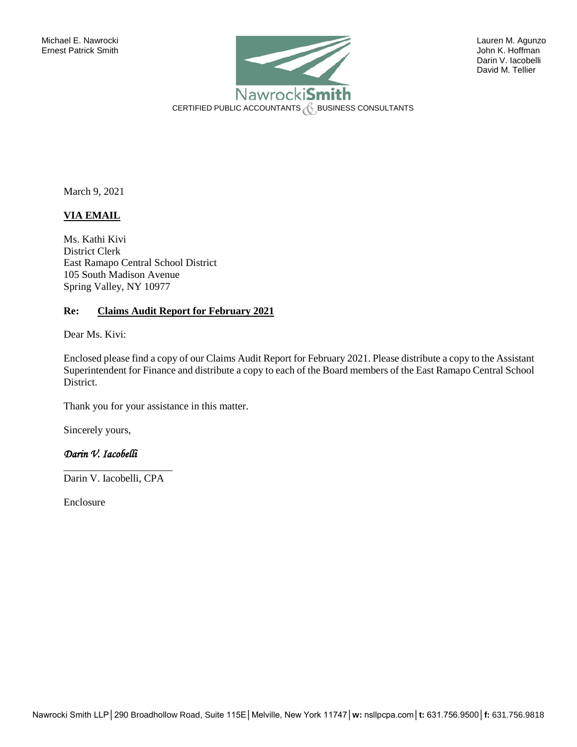Michael E. Nawrocki
Ernest Patrick Smith

**NawrockiSmith**
CERTIFIED PUBLIC ACCOUNTANTS & BUSINESS CONSULTANTS

Lauren M. Agunzo
John K. Hoffman
Darin V. Iacobelli
David M. Tellier

March 9, 2021

**VIA EMAIL**

Ms. Kathi Kivi
District Clerk
East Ramapo Central School District
105 South Madison Avenue
Spring Valley, NY 10977

**Re: Claims Audit Report for February 2021**

Dear Ms. Kivi:

Enclosed please find a copy of our Claims Audit Report for February 2021. Please distribute a copy to the Assistant Superintendent for Finance and distribute a copy to each of the Board members of the East Ramapo Central School District.

Thank you for your assistance in this matter.

Sincerely yours,

*Darin V. Iacobelli*

Darin V. Iacobelli, CPA

Enclosure

Nawrocki Smith LLP | 290 Broadhollow Road, Suite 115E | Melville, New York 11747 | **w:** nsllpcpa.com | **t:** 631.756.9500 | **f:** 631.756.9818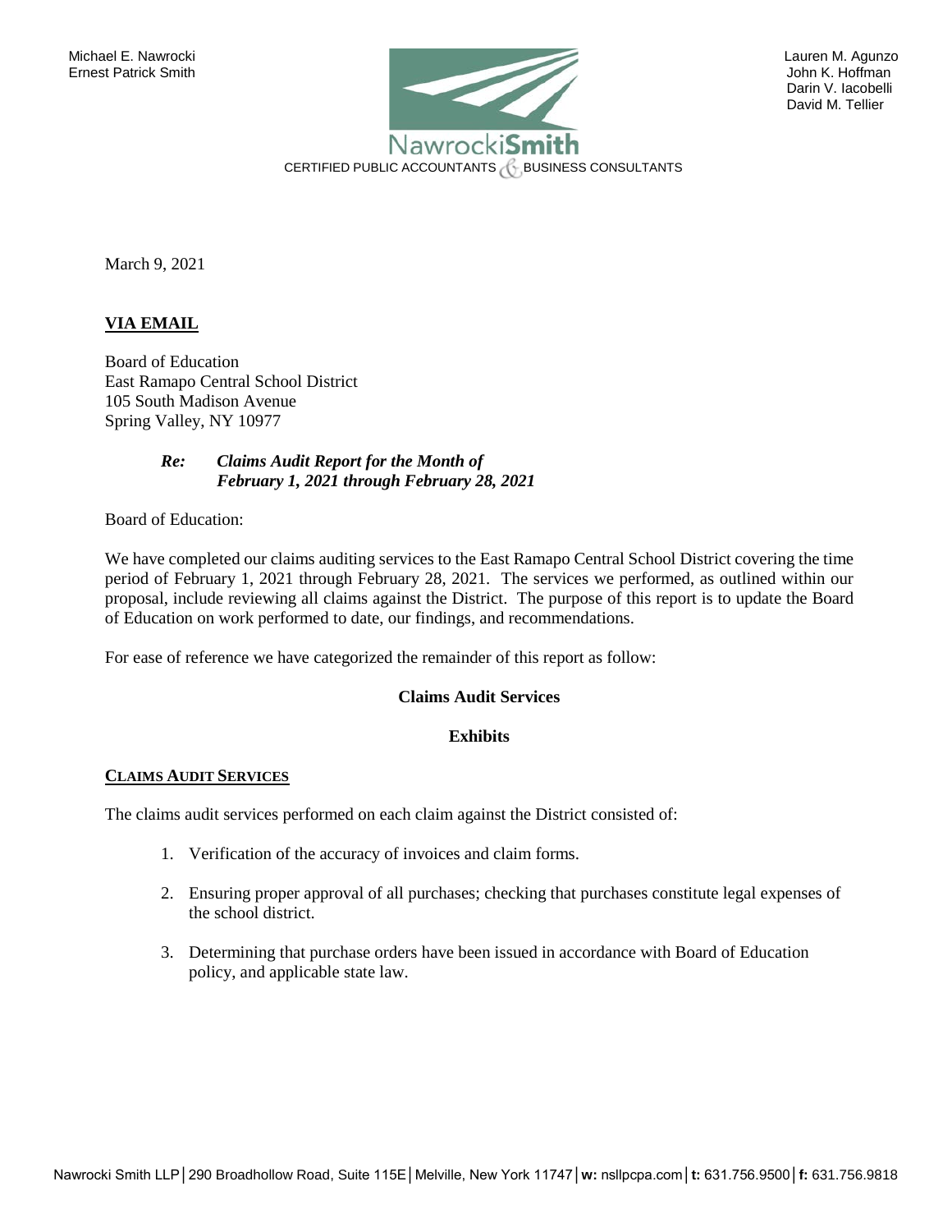Michael E. Nawrocki
Ernest Patrick Smith

Lauren M. Agunzo
John K. Hoffman
Darin V. Iacobelli
David M. Tellier

NawrockiSmith
CERTIFIED PUBLIC ACCOUNTANTS & BUSINESS CONSULTANTS

March 9, 2021

**VIA EMAIL**

Board of Education
East Ramapo Central School District
105 South Madison Avenue
Spring Valley, NY 10977

***Re: Claims Audit Report for the Month of February 1, 2021 through February 28, 2021***

Board of Education:

We have completed our claims auditing services to the East Ramapo Central School District covering the time period of February 1, 2021 through February 28, 2021. The services we performed, as outlined within our proposal, include reviewing all claims against the District. The purpose of this report is to update the Board of Education on work performed to date, our findings, and recommendations.

For ease of reference we have categorized the remainder of this report as follow:

**Claims Audit Services**

**Exhibits**

## CLAIMS AUDIT SERVICES

The claims audit services performed on each claim against the District consisted of:

1. Verification of the accuracy of invoices and claim forms.
2. Ensuring proper approval of all purchases; checking that purchases constitute legal expenses of the school district.
3. Determining that purchase orders have been issued in accordance with Board of Education policy, and applicable state law.

Nawrocki Smith LLP│290 Broadhollow Road, Suite 115E│Melville, New York 11747│**w:** nsllpcpa.com│**t:** 631.756.9500│**f:** 631.756.9818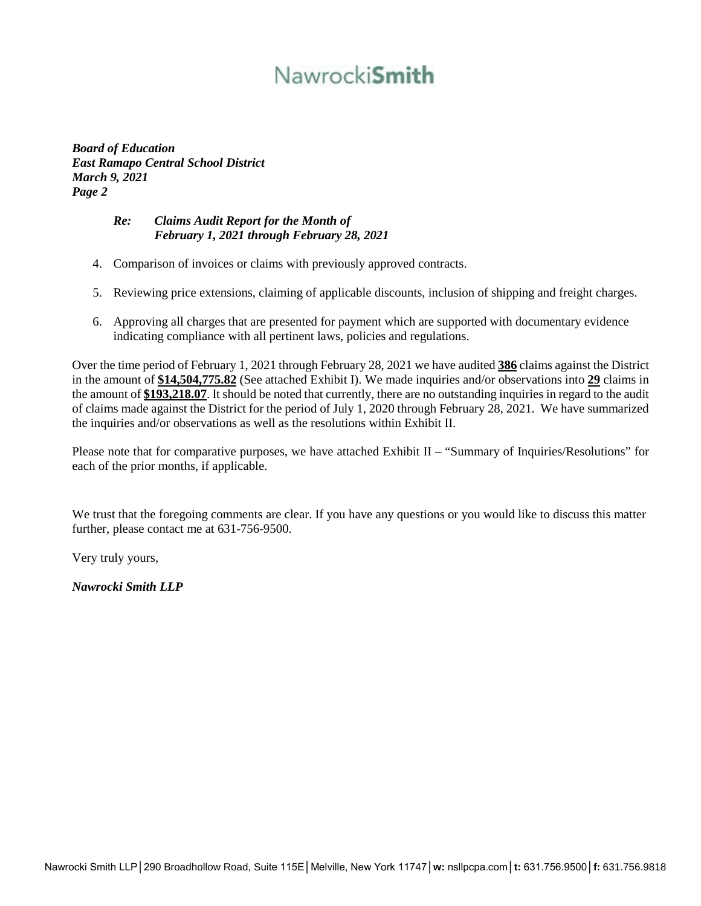*Re: Claims Audit Report for the Month of February 1, 2021 through February 28, 2021*

4. Comparison of invoices or claims with previously approved contracts.
5. Reviewing price extensions, claiming of applicable discounts, inclusion of shipping and freight charges.
6. Approving all charges that are presented for payment which are supported with documentary evidence indicating compliance with all pertinent laws, policies and regulations.

Over the time period of February 1, 2021 through February 28, 2021 we have audited **386** claims against the District in the amount of **$14,504,775.82** (See attached Exhibit I). We made inquiries and/or observations into **29** claims in the amount of **$193,218.07**. It should be noted that currently, there are no outstanding inquiries in regard to the audit of claims made against the District for the period of July 1, 2020 through February 28, 2021. We have summarized the inquiries and/or observations as well as the resolutions within Exhibit II.

Please note that for comparative purposes, we have attached Exhibit II – "Summary of Inquiries/Resolutions" for each of the prior months, if applicable.

We trust that the foregoing comments are clear. If you have any questions or you would like to discuss this matter further, please contact me at 631-756-9500.

Very truly yours,

*Nawrocki Smith LLP*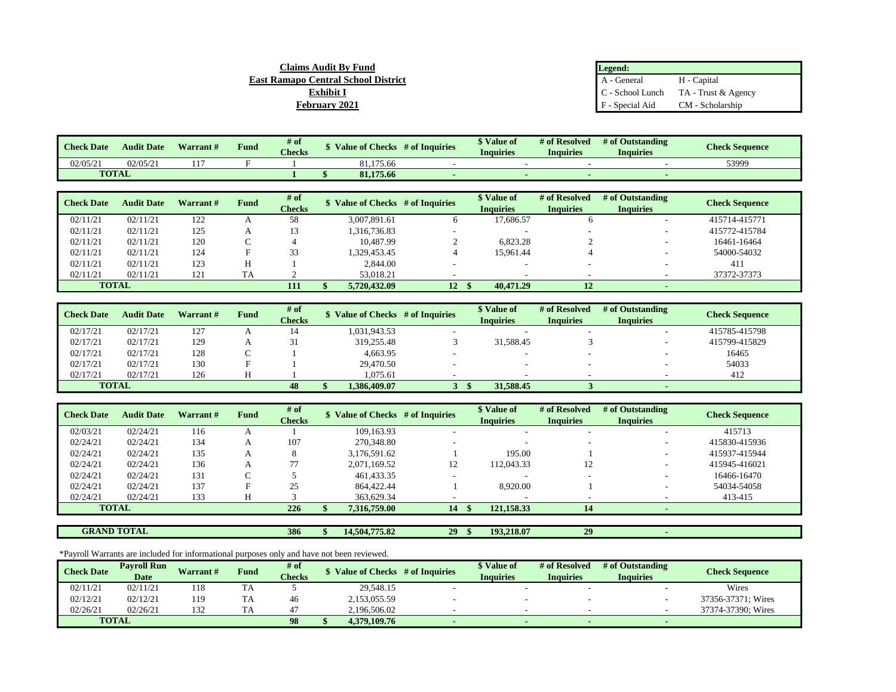**Claims Audit By Fund**
**East Ramapo Central School District**
**Exhibit I**
**February 2021**

| Legend: | |
|---|---|
| A - General | H - Capital |
| C - School Lunch | TA - Trust & Agency |
| F - Special Aid | CM - Scholarship |

| Check Date | Audit Date | Warrant # | Fund | # of Checks | $ Value of Checks | # of Inquiries | $ Value of Inquiries | # of Resolved Inquiries | # of Outstanding Inquiries | Check Sequence |
|---|---|---|---|---|---|---|---|---|---|---|
| 02/05/21 | 02/05/21 | 117 | F | 1 | 81,175.66 | - | - | - | - | 53999 |
| **TOTAL** | | | | **1** | **$ 81,175.66** | **-** | **-** | **-** | **-** | |

| Check Date | Audit Date | Warrant # | Fund | # of Checks | $ Value of Checks | # of Inquiries | $ Value of Inquiries | # of Resolved Inquiries | # of Outstanding Inquiries | Check Sequence |
|---|---|---|---|---|---|---|---|---|---|---|
| 02/11/21 | 02/11/21 | 122 | A | 58 | 3,007,891.61 | 6 | 17,686.57 | 6 | - | 415714-415771 |
| 02/11/21 | 02/11/21 | 125 | A | 13 | 1,316,736.83 | - | - | - | - | 415772-415784 |
| 02/11/21 | 02/11/21 | 120 | C | 4 | 10,487.99 | 2 | 6,823.28 | 2 | - | 16461-16464 |
| 02/11/21 | 02/11/21 | 124 | F | 33 | 1,329,453.45 | 4 | 15,961.44 | 4 | - | 54000-54032 |
| 02/11/21 | 02/11/21 | 123 | H | 1 | 2,844.00 | - | - | - | - | 411 |
| 02/11/21 | 02/11/21 | 121 | TA | 2 | 53,018.21 | - | - | - | - | 37372-37373 |
| **TOTAL** | | | | **111** | **$ 5,720,432.09** | **12** | **$ 40,471.29** | **12** | **-** | |

| Check Date | Audit Date | Warrant # | Fund | # of Checks | $ Value of Checks | # of Inquiries | $ Value of Inquiries | # of Resolved Inquiries | # of Outstanding Inquiries | Check Sequence |
|---|---|---|---|---|---|---|---|---|---|---|
| 02/17/21 | 02/17/21 | 127 | A | 14 | 1,031,943.53 | - | - | - | - | 415785-415798 |
| 02/17/21 | 02/17/21 | 129 | A | 31 | 319,255.48 | 3 | 31,588.45 | 3 | - | 415799-415829 |
| 02/17/21 | 02/17/21 | 128 | C | 1 | 4,663.95 | - | - | - | - | 16465 |
| 02/17/21 | 02/17/21 | 130 | F | 1 | 29,470.50 | - | - | - | - | 54033 |
| 02/17/21 | 02/17/21 | 126 | H | 1 | 1,075.61 | - | - | - | - | 412 |
| **TOTAL** | | | | **48** | **$ 1,386,409.07** | **3** | **$ 31,588.45** | **3** | **-** | |

| Check Date | Audit Date | Warrant # | Fund | # of Checks | $ Value of Checks | # of Inquiries | $ Value of Inquiries | # of Resolved Inquiries | # of Outstanding Inquiries | Check Sequence |
|---|---|---|---|---|---|---|---|---|---|---|
| 02/03/21 | 02/24/21 | 116 | A | 1 | 109,163.93 | - | - | - | - | 415713 |
| 02/24/21 | 02/24/21 | 134 | A | 107 | 270,348.80 | - | - | - | - | 415830-415936 |
| 02/24/21 | 02/24/21 | 135 | A | 8 | 3,176,591.62 | 1 | 195.00 | 1 | - | 415937-415944 |
| 02/24/21 | 02/24/21 | 136 | A | 77 | 2,071,169.52 | 12 | 112,043.33 | 12 | - | 415945-416021 |
| 02/24/21 | 02/24/21 | 131 | C | 5 | 461,433.35 | - | - | - | - | 16466-16470 |
| 02/24/21 | 02/24/21 | 137 | F | 25 | 864,422.44 | 1 | 8,920.00 | 1 | - | 54034-54058 |
| 02/24/21 | 02/24/21 | 133 | H | 3 | 363,629.34 | - | - | - | - | 413-415 |
| **TOTAL** | | | | **226** | **$ 7,316,759.00** | **14** | **$ 121,158.33** | **14** | **-** | |

| | | | | | | | | | | |
|---|---|---|---|---|---|---|---|---|---|---|
| **GRAND TOTAL** | | | | **386** | **$ 14,504,775.82** | **29** | **$ 193,218.07** | **29** | **-** | |

*Payroll Warrants are included for informational purposes only and have not been reviewed.

| Check Date | Payroll Run Date | Warrant # | Fund | # of Checks | $ Value of Checks | # of Inquiries | $ Value of Inquiries | # of Resolved Inquiries | # of Outstanding Inquiries | Check Sequence |
|---|---|---|---|---|---|---|---|---|---|---|
| 02/11/21 | 02/11/21 | 118 | TA | 5 | 29,548.15 | - | - | - | - | Wires |
| 02/12/21 | 02/12/21 | 119 | TA | 46 | 2,153,055.59 | - | - | - | - | 37356-37371; Wires |
| 02/26/21 | 02/26/21 | 132 | TA | 47 | 2,196,506.02 | - | - | - | - | 37374-37390; Wires |
| **TOTAL** | | | | **98** | **$ 4,379,109.76** | **-** | **-** | **-** | **-** | |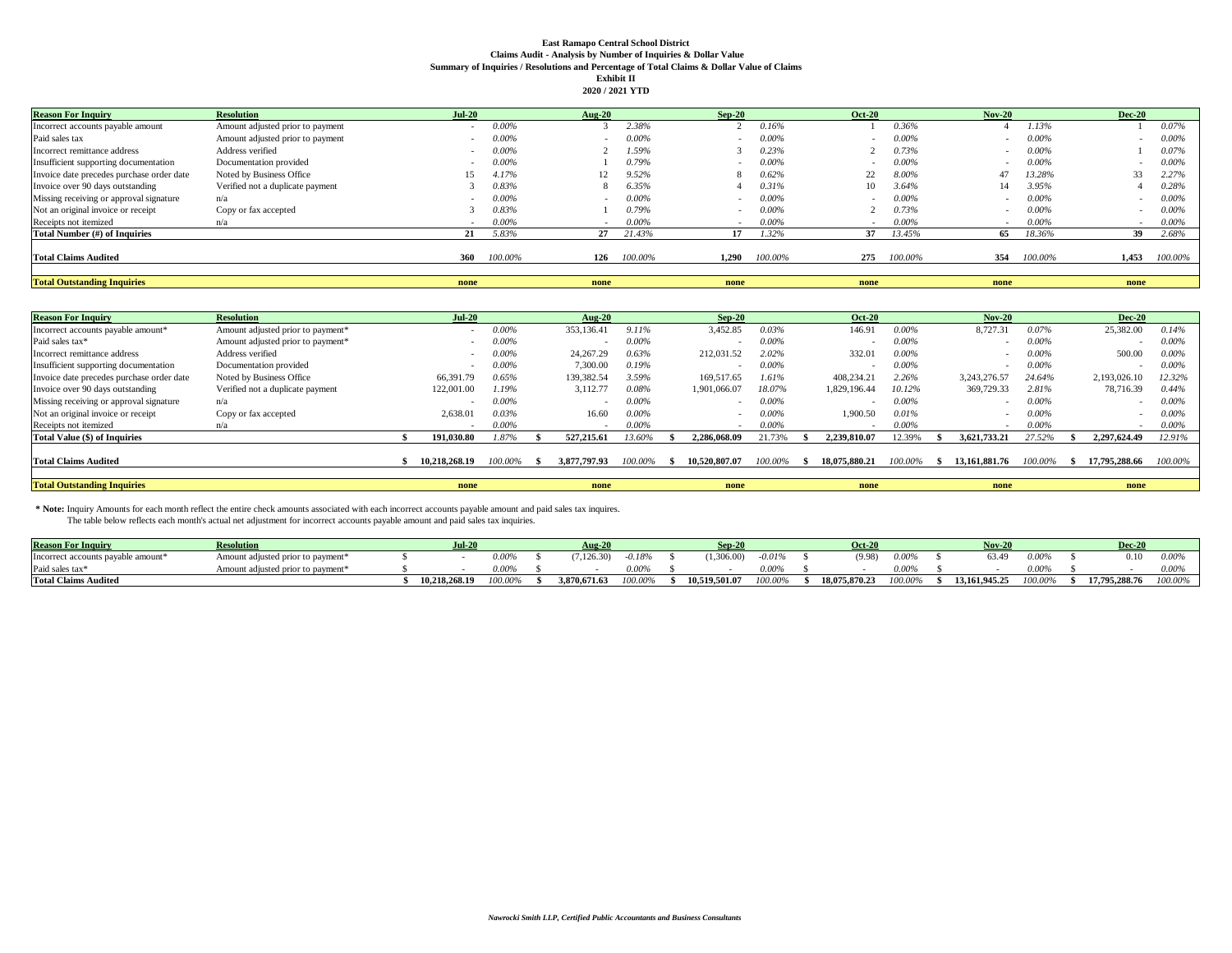**East Ramapo Central School District**
**Claims Audit - Analysis by Number of Inquiries & Dollar Value**
**Summary of Inquiries / Resolutions and Percentage of Total Claims & Dollar Value of Claims**
**Exhibit II**
**2020 / 2021 YTD**

| Reason For Inquiry | Resolution | Jul-20 | | Aug-20 | | Sep-20 | | Oct-20 | | Nov-20 | | Dec-20 | |
|---|---|---|---|---|---|---|---|---|---|---|---|---|---|
| Incorrect accounts payable amount | Amount adjusted prior to payment | - | 0.00% | 3 | 2.38% | 2 | 0.16% | 1 | 0.36% | 4 | 1.13% | 1 | 0.07% |
| Paid sales tax | Amount adjusted prior to payment | - | 0.00% | - | 0.00% | - | 0.00% | - | 0.00% | - | 0.00% | - | 0.00% |
| Incorrect remittance address | Address verified | - | 0.00% | 2 | 1.59% | 3 | 0.23% | 2 | 0.73% | - | 0.00% | 1 | 0.07% |
| Insufficient supporting documentation | Documentation provided | - | 0.00% | 1 | 0.79% | - | 0.00% | - | 0.00% | - | 0.00% | - | 0.00% |
| Invoice date precedes purchase order date | Noted by Business Office | 15 | 4.17% | 12 | 9.52% | 8 | 0.62% | 22 | 8.00% | 47 | 13.28% | 33 | 2.27% |
| Invoice over 90 days outstanding | Verified not a duplicate payment | 3 | 0.83% | 8 | 6.35% | 4 | 0.31% | 10 | 3.64% | 14 | 3.95% | 4 | 0.28% |
| Missing receiving or approval signature | n/a | - | 0.00% | - | 0.00% | - | 0.00% | - | 0.00% | - | 0.00% | - | 0.00% |
| Not an original invoice or receipt | Copy or fax accepted | 3 | 0.83% | 1 | 0.79% | - | 0.00% | 2 | 0.73% | - | 0.00% | - | 0.00% |
| Receipts not itemized | n/a | - | 0.00% | - | 0.00% | - | 0.00% | - | 0.00% | - | 0.00% | - | 0.00% |
| **Total Number (#) of Inquiries** | | **21** | 5.83% | **27** | 21.43% | **17** | 1.32% | **37** | 13.45% | **65** | 18.36% | **39** | 2.68% |
| **Total Claims Audited** | | **360** | 100.00% | **126** | 100.00% | **1,290** | 100.00% | **275** | 100.00% | **354** | 100.00% | **1,453** | 100.00% |
| **Total Outstanding Inquiries** | | **none** | | **none** | | **none** | | **none** | | **none** | | **none** | |

| Reason For Inquiry | Resolution | Jul-20 | | Aug-20 | | Sep-20 | | Oct-20 | | Nov-20 | | Dec-20 | |
|---|---|---|---|---|---|---|---|---|---|---|---|---|---|
| Incorrect accounts payable amount* | Amount adjusted prior to payment* | - | 0.00% | 353,136.41 | 9.11% | 3,452.85 | 0.03% | 146.91 | 0.00% | 8,727.31 | 0.07% | 25,382.00 | 0.14% |
| Paid sales tax* | Amount adjusted prior to payment* | - | 0.00% | - | 0.00% | - | 0.00% | - | 0.00% | - | 0.00% | - | 0.00% |
| Incorrect remittance address | Address verified | - | 0.00% | 24,267.29 | 0.63% | 212,031.52 | 2.02% | 332.01 | 0.00% | - | 0.00% | 500.00 | 0.00% |
| Insufficient supporting documentation | Documentation provided | - | 0.00% | 7,300.00 | 0.19% | - | 0.00% | - | 0.00% | - | 0.00% | - | 0.00% |
| Invoice date precedes purchase order date | Noted by Business Office | 66,391.79 | 0.65% | 139,382.54 | 3.59% | 169,517.65 | 1.61% | 408,234.21 | 2.26% | 3,243,276.57 | 24.64% | 2,193,026.10 | 12.32% |
| Invoice over 90 days outstanding | Verified not a duplicate payment | 122,001.00 | 1.19% | 3,112.77 | 0.08% | 1,901,066.07 | 18.07% | 1,829,196.44 | 10.12% | 369,729.33 | 2.81% | 78,716.39 | 0.44% |
| Missing receiving or approval signature | n/a | - | 0.00% | - | 0.00% | - | 0.00% | - | 0.00% | - | 0.00% | - | 0.00% |
| Not an original invoice or receipt | Copy or fax accepted | 2,638.01 | 0.03% | 16.60 | 0.00% | - | 0.00% | 1,900.50 | 0.01% | - | 0.00% | - | 0.00% |
| Receipts not itemized | n/a | - | 0.00% | - | 0.00% | - | 0.00% | - | 0.00% | - | 0.00% | - | 0.00% |
| **Total Value ($) of Inquiries** | | **$ 191,030.80** | 1.87% | **$ 527,215.61** | 13.60% | **$ 2,286,068.09** | 21.73% | **$ 2,239,810.07** | 12.39% | **$ 3,621,733.21** | 27.52% | **$ 2,297,624.49** | 12.91% |
| **Total Claims Audited** | | **$ 10,218,268.19** | 100.00% | **$ 3,877,797.93** | 100.00% | **$ 10,520,807.07** | 100.00% | **$ 18,075,880.21** | 100.00% | **$ 13,161,881.76** | 100.00% | **$ 17,795,288.66** | 100.00% |
| **Total Outstanding Inquiries** | | **none** | | **none** | | **none** | | **none** | | **none** | | **none** | |

**\* Note:** Inquiry Amounts for each month reflect the entire check amounts associated with each incorrect accounts payable amount and paid sales tax inquires.
The table below reflects each month's actual net adjustment for incorrect accounts payable amount and paid sales tax inquiries.

| Reason For Inquiry | Resolution | Jul-20 | | Aug-20 | | Sep-20 | | Oct-20 | | Nov-20 | | Dec-20 | |
|---|---|---|---|---|---|---|---|---|---|---|---|---|---|
| Incorrect accounts payable amount* | Amount adjusted prior to payment* | $ - | 0.00% | $ (7,126.30) | -0.18% | $ (1,306.00) | -0.01% | $ (9.98) | 0.00% | $ 63.49 | 0.00% | $ 0.10 | 0.00% |
| Paid sales tax* | Amount adjusted prior to payment* | $ - | 0.00% | $ - | 0.00% | $ - | 0.00% | $ - | 0.00% | $ - | 0.00% | $ - | 0.00% |
| **Total Claims Audited** | | **$ 10,218,268.19** | 100.00% | **$ 3,870,671.63** | 100.00% | **$ 10,519,501.07** | 100.00% | **$ 18,075,870.23** | 100.00% | **$ 13,161,945.25** | 100.00% | **$ 17,795,288.76** | 100.00% |

*Nawrocki Smith LLP, Certified Public Accountants and Business Consultants*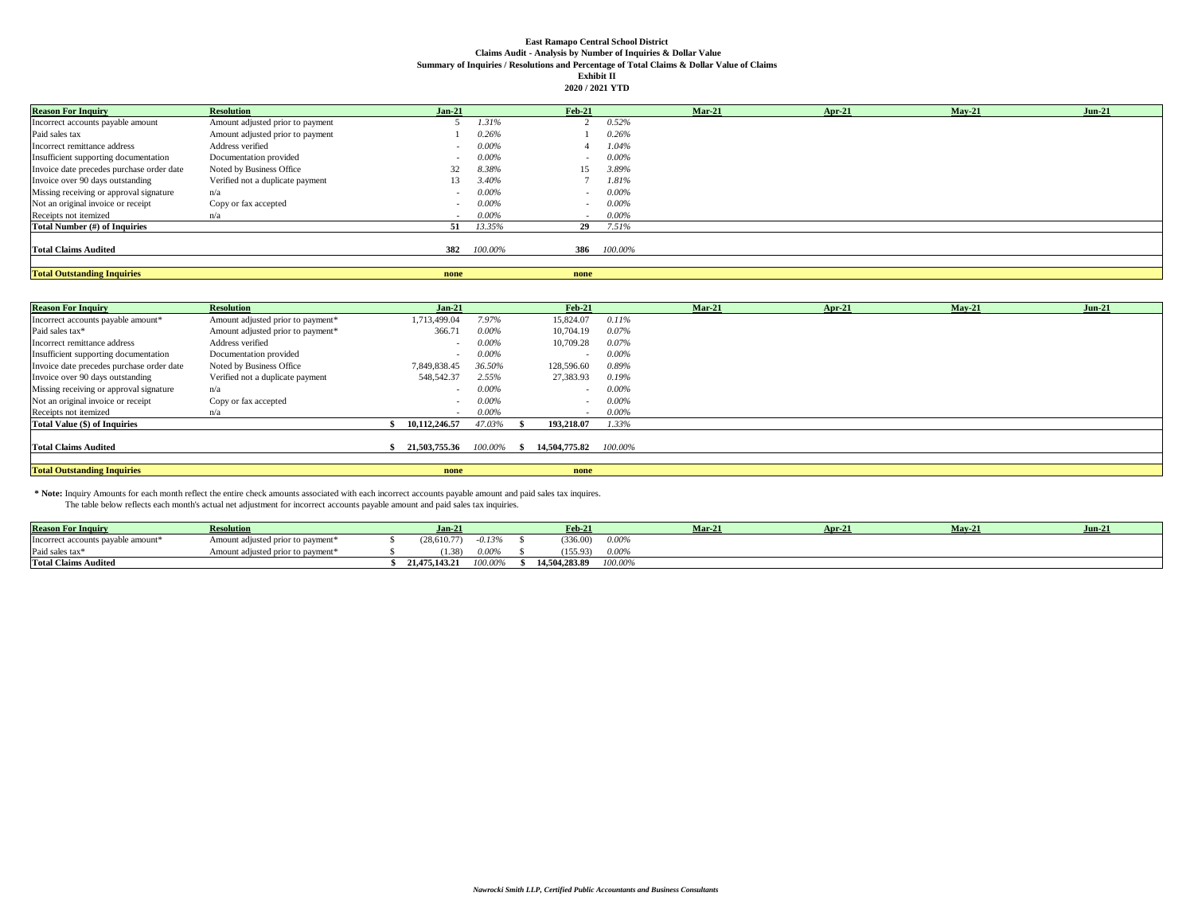**East Ramapo Central School District**
**Claims Audit - Analysis by Number of Inquiries & Dollar Value**
**Summary of Inquiries / Resolutions and Percentage of Total Claims & Dollar Value of Claims**
**Exhibit II**
**2020 / 2021 YTD**

| Reason For Inquiry | Resolution | Jan-21 | | Feb-21 | | Mar-21 | Apr-21 | May-21 | Jun-21 |
|---|---|---|---|---|---|---|---|---|---|
| Incorrect accounts payable amount | Amount adjusted prior to payment | 5 | *1.31%* | 2 | *0.52%* | | | | |
| Paid sales tax | Amount adjusted prior to payment | 1 | *0.26%* | 1 | *0.26%* | | | | |
| Incorrect remittance address | Address verified | - | *0.00%* | 4 | *1.04%* | | | | |
| Insufficient supporting documentation | Documentation provided | - | *0.00%* | - | *0.00%* | | | | |
| Invoice date precedes purchase order date | Noted by Business Office | 32 | *8.38%* | 15 | *3.89%* | | | | |
| Invoice over 90 days outstanding | Verified not a duplicate payment | 13 | *3.40%* | 7 | *1.81%* | | | | |
| Missing receiving or approval signature | n/a | - | *0.00%* | - | *0.00%* | | | | |
| Not an original invoice or receipt | Copy or fax accepted | - | *0.00%* | - | *0.00%* | | | | |
| Receipts not itemized | n/a | - | *0.00%* | - | *0.00%* | | | | |
| **Total Number (#) of Inquiries** | | **51** | *13.35%* | **29** | *7.51%* | | | | |
| **Total Claims Audited** | | **382** | *100.00%* | **386** | *100.00%* | | | | |
| **Total Outstanding Inquiries** | | **none** | | **none** | | | | | |

| Reason For Inquiry | Resolution | Jan-21 | | Feb-21 | | Mar-21 | Apr-21 | May-21 | Jun-21 |
|---|---|---|---|---|---|---|---|---|---|
| Incorrect accounts payable amount* | Amount adjusted prior to payment* | 1,713,499.04 | *7.97%* | 15,824.07 | *0.11%* | | | | |
| Paid sales tax* | Amount adjusted prior to payment* | 366.71 | *0.00%* | 10,704.19 | *0.07%* | | | | |
| Incorrect remittance address | Address verified | - | *0.00%* | 10,709.28 | *0.07%* | | | | |
| Insufficient supporting documentation | Documentation provided | - | *0.00%* | - | *0.00%* | | | | |
| Invoice date precedes purchase order date | Noted by Business Office | 7,849,838.45 | *36.50%* | 128,596.60 | *0.89%* | | | | |
| Invoice over 90 days outstanding | Verified not a duplicate payment | 548,542.37 | *2.55%* | 27,383.93 | *0.19%* | | | | |
| Missing receiving or approval signature | n/a | - | *0.00%* | - | *0.00%* | | | | |
| Not an original invoice or receipt | Copy or fax accepted | - | *0.00%* | - | *0.00%* | | | | |
| Receipts not itemized | n/a | - | *0.00%* | - | *0.00%* | | | | |
| **Total Value ($) of Inquiries** | | **$ 10,112,246.57** | *47.03%* | **$ 193,218.07** | *1.33%* | | | | |
| **Total Claims Audited** | | **$ 21,503,755.36** | *100.00%* | **$ 14,504,775.82** | *100.00%* | | | | |
| **Total Outstanding Inquiries** | | **none** | | **none** | | | | | |

**\* Note:** Inquiry Amounts for each month reflect the entire check amounts associated with each incorrect accounts payable amount and paid sales tax inquires.
The table below reflects each month's actual net adjustment for incorrect accounts payable amount and paid sales tax inquiries.

| Reason For Inquiry | Resolution | Jan-21 | | Feb-21 | | Mar-21 | Apr-21 | May-21 | Jun-21 |
|---|---|---|---|---|---|---|---|---|---|
| Incorrect accounts payable amount* | Amount adjusted prior to payment* | $ (28,610.77) | *-0.13%* | $ (336.00) | *0.00%* | | | | |
| Paid sales tax* | Amount adjusted prior to payment* | $ (1.38) | *0.00%* | $ (155.93) | *0.00%* | | | | |
| **Total Claims Audited** | | **$ 21,475,143.21** | *100.00%* | **$ 14,504,283.89** | *100.00%* | | | | |

*Nawrocki Smith LLP, Certified Public Accountants and Business Consultants*